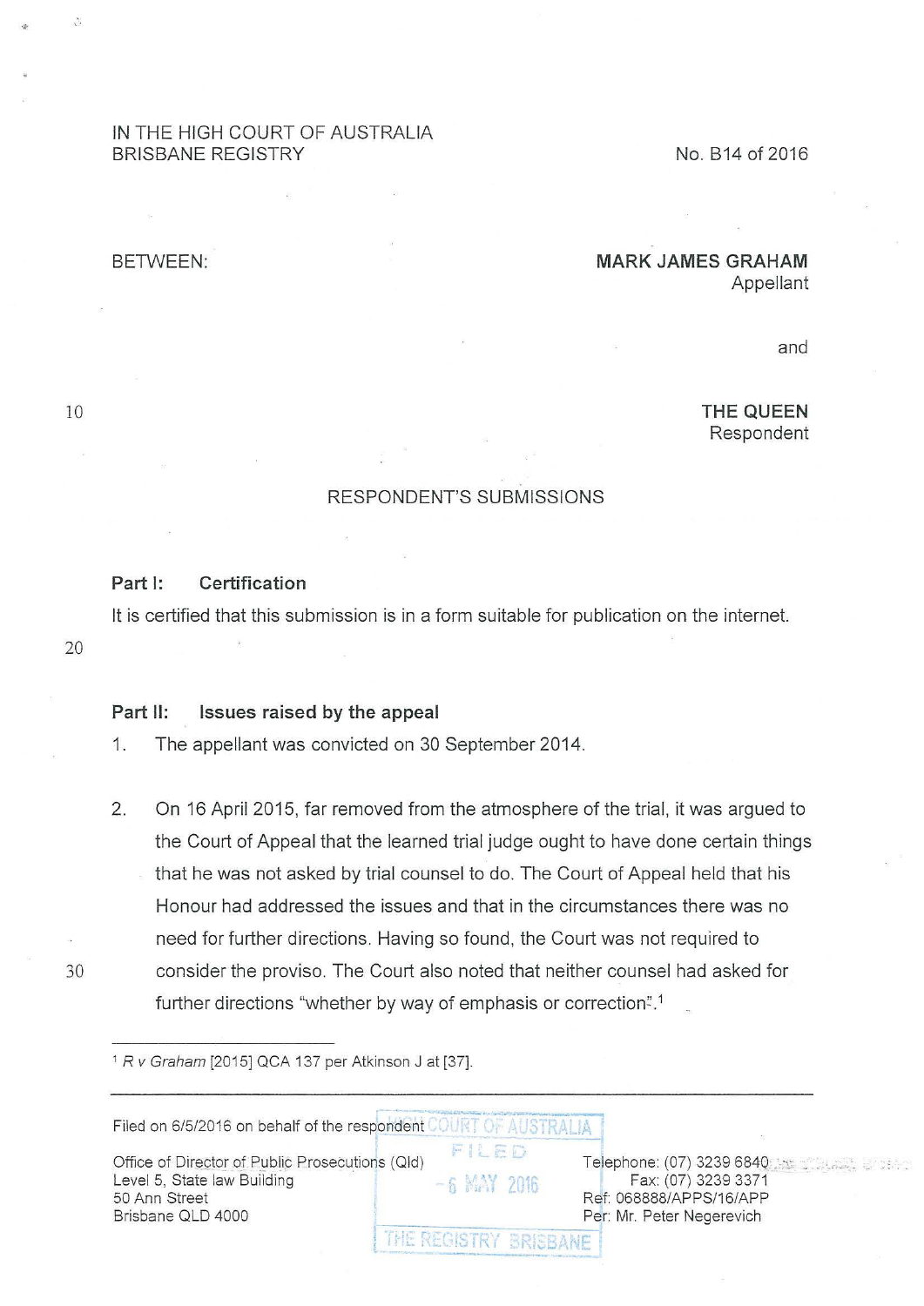IN THE HIGH COURT OF AUSTRALIA
BRISBANE REGISTRY

No. B14 of 2016

BETWEEN:

**MARK JAMES GRAHAM**
Appellant

and

**THE QUEEN**
Respondent

RESPONDENT'S SUBMISSIONS

## Part I: Certification

It is certified that this submission is in a form suitable for publication on the internet.

## Part II: Issues raised by the appeal

1. The appellant was convicted on 30 September 2014.

2. On 16 April 2015, far removed from the atmosphere of the trial, it was argued to the Court of Appeal that the learned trial judge ought to have done certain things that he was not asked by trial counsel to do. The Court of Appeal held that his Honour had addressed the issues and that in the circumstances there was no need for further directions. Having so found, the Court was not required to consider the proviso. The Court also noted that neither counsel had asked for further directions "whether by way of emphasis or correction".[1]

---

[1] *R v Graham* [2015] QCA 137 per Atkinson J at [37].

---

Filed on 6/5/2016 on behalf of the respondent

Office of Director of Public Prosecutions (Qld)
Level 5, State law Building
50 Ann Street
Brisbane QLD 4000

Telephone: (07) 3239 6840
Fax: (07) 3239 3371
Ref: 068888/APPS/16/APP
Per: Mr. Peter Negerevich

HIGH COURT OF AUSTRALIA
FILED
- 6 MAY 2016
THE REGISTRY BRISBANE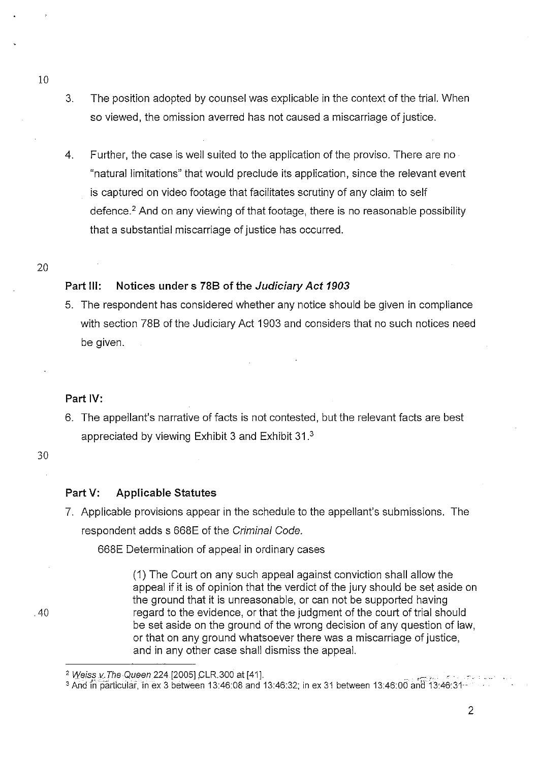3. The position adopted by counsel was explicable in the context of the trial. When so viewed, the omission averred has not caused a miscarriage of justice.

4. Further, the case is well suited to the application of the proviso. There are no "natural limitations" that would preclude its application, since the relevant event is captured on video footage that facilitates scrutiny of any claim to self defence.[2] And on any viewing of that footage, there is no reasonable possibility that a substantial miscarriage of justice has occurred.

### Part III: Notices under s 78B of the *Judiciary Act 1903*

5. The respondent has considered whether any notice should be given in compliance with section 78B of the Judiciary Act 1903 and considers that no such notices need be given.

### Part IV:

6. The appellant's narrative of facts is not contested, but the relevant facts are best appreciated by viewing Exhibit 3 and Exhibit 31.[3]

### Part V: Applicable Statutes

7. Applicable provisions appear in the schedule to the appellant's submissions. The respondent adds s 668E of the *Criminal Code.*

   668E Determination of appeal in ordinary cases

   > (1) The Court on any such appeal against conviction shall allow the appeal if it is of opinion that the verdict of the jury should be set aside on the ground that it is unreasonable, or can not be supported having regard to the evidence, or that the judgment of the court of trial should be set aside on the ground of the wrong decision of any question of law, or that on any ground whatsoever there was a miscarriage of justice, and in any other case shall dismiss the appeal.

---

[2] *Weiss v The Queen* 224 [2005] CLR 300 at [41].

[3] And in particular, in ex 3 between 13:46:08 and 13:46:32; in ex 31 between 13:46:00 and 13:46:31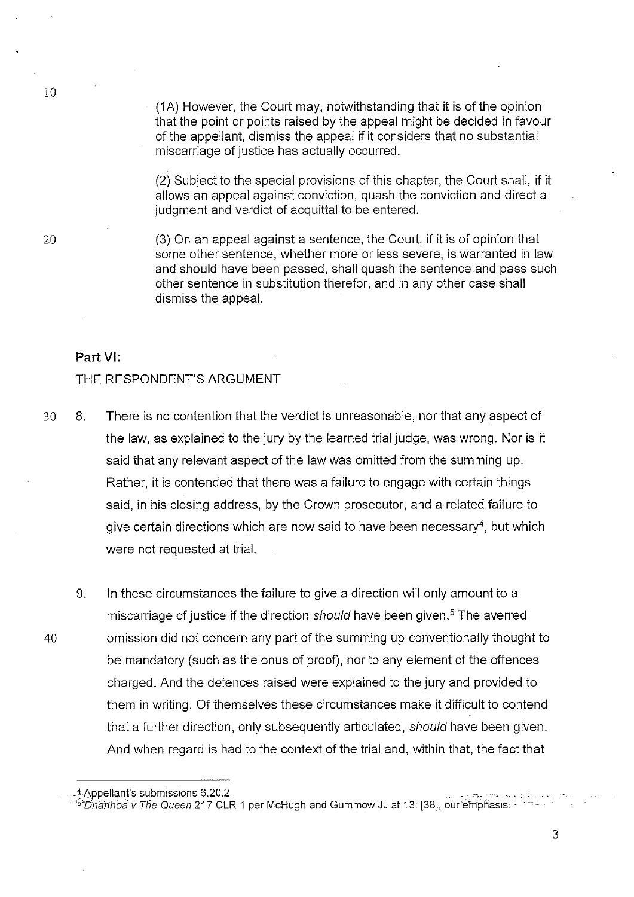(1A) However, the Court may, notwithstanding that it is of the opinion that the point or points raised by the appeal might be decided in favour of the appellant, dismiss the appeal if it considers that no substantial miscarriage of justice has actually occurred.

(2) Subject to the special provisions of this chapter, the Court shall, if it allows an appeal against conviction, quash the conviction and direct a judgment and verdict of acquittal to be entered.

(3) On an appeal against a sentence, the Court, if it is of opinion that some other sentence, whether more or less severe, is warranted in law and should have been passed, shall quash the sentence and pass such other sentence in substitution therefor, and in any other case shall dismiss the appeal.

**Part VI:**

THE RESPONDENT'S ARGUMENT

8. There is no contention that the verdict is unreasonable, nor that any aspect of the law, as explained to the jury by the learned trial judge, was wrong. Nor is it said that any relevant aspect of the law was omitted from the summing up. Rather, it is contended that there was a failure to engage with certain things said, in his closing address, by the Crown prosecutor, and a related failure to give certain directions which are now said to have been necessary[4], but which were not requested at trial.

9. In these circumstances the failure to give a direction will only amount to a miscarriage of justice if the direction *should* have been given.[5] The averred omission did not concern any part of the summing up conventionally thought to be mandatory (such as the onus of proof), nor to any element of the offences charged. And the defences raised were explained to the jury and provided to them in writing. Of themselves these circumstances make it difficult to contend that a further direction, only subsequently articulated, *should* have been given. And when regard is had to the context of the trial and, within that, the fact that

---

[4] Appellant's submissions 6.20.2

[5] *Dhanhoa v The Queen* 217 CLR 1 per McHugh and Gummow JJ at 13: [38], our emphasis.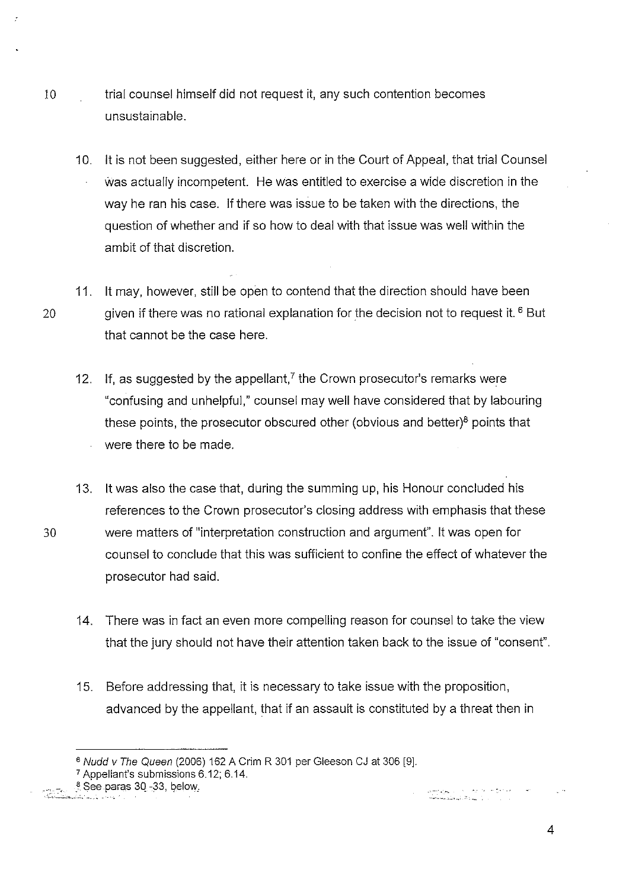trial counsel himself did not request it, any such contention becomes unsustainable.

10. It is not been suggested, either here or in the Court of Appeal, that trial Counsel was actually incompetent. He was entitled to exercise a wide discretion in the way he ran his case. If there was issue to be taken with the directions, the question of whether and if so how to deal with that issue was well within the ambit of that discretion.

11. It may, however, still be open to contend that the direction should have been given if there was no rational explanation for the decision not to request it.[6] But that cannot be the case here.

12. If, as suggested by the appellant,[7] the Crown prosecutor's remarks were "confusing and unhelpful," counsel may well have considered that by labouring these points, the prosecutor obscured other (obvious and better)[8] points that were there to be made.

13. It was also the case that, during the summing up, his Honour concluded his references to the Crown prosecutor's closing address with emphasis that these were matters of "interpretation construction and argument". It was open for counsel to conclude that this was sufficient to confine the effect of whatever the prosecutor had said.

14. There was in fact an even more compelling reason for counsel to take the view that the jury should not have their attention taken back to the issue of "consent".

15. Before addressing that, it is necessary to take issue with the proposition, advanced by the appellant, that if an assault is constituted by a threat then in

---

[6] *Nudd v The Queen* (2006) 162 A Crim R 301 per Gleeson CJ at 306 [9].

[7] Appellant's submissions 6.12; 6.14.

[8] See paras 30 -33, below.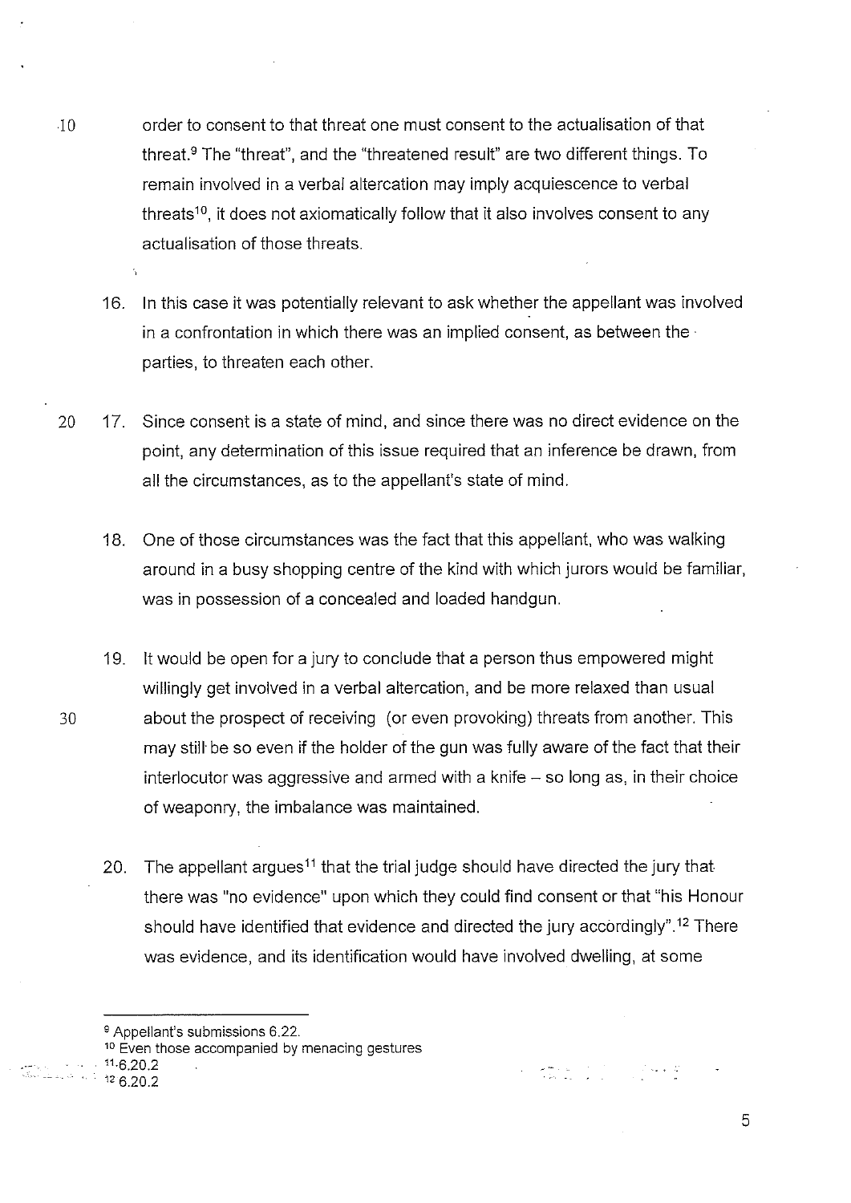order to consent to that threat one must consent to the actualisation of that threat.[9] The "threat", and the "threatened result" are two different things. To remain involved in a verbal altercation may imply acquiescence to verbal threats[10], it does not axiomatically follow that it also involves consent to any actualisation of those threats.

16. In this case it was potentially relevant to ask whether the appellant was involved in a confrontation in which there was an implied consent, as between the parties, to threaten each other.

17. Since consent is a state of mind, and since there was no direct evidence on the point, any determination of this issue required that an inference be drawn, from all the circumstances, as to the appellant's state of mind.

18. One of those circumstances was the fact that this appellant, who was walking around in a busy shopping centre of the kind with which jurors would be familiar, was in possession of a concealed and loaded handgun.

19. It would be open for a jury to conclude that a person thus empowered might willingly get involved in a verbal altercation, and be more relaxed than usual about the prospect of receiving (or even provoking) threats from another. This may still be so even if the holder of the gun was fully aware of the fact that their interlocutor was aggressive and armed with a knife – so long as, in their choice of weaponry, the imbalance was maintained.

20. The appellant argues[11] that the trial judge should have directed the jury that there was "no evidence" upon which they could find consent or that "his Honour should have identified that evidence and directed the jury accordingly".[12] There was evidence, and its identification would have involved dwelling, at some

---

[9] Appellant's submissions 6.22.

[10] Even those accompanied by menacing gestures

[11] 6.20.2

[12] 6.20.2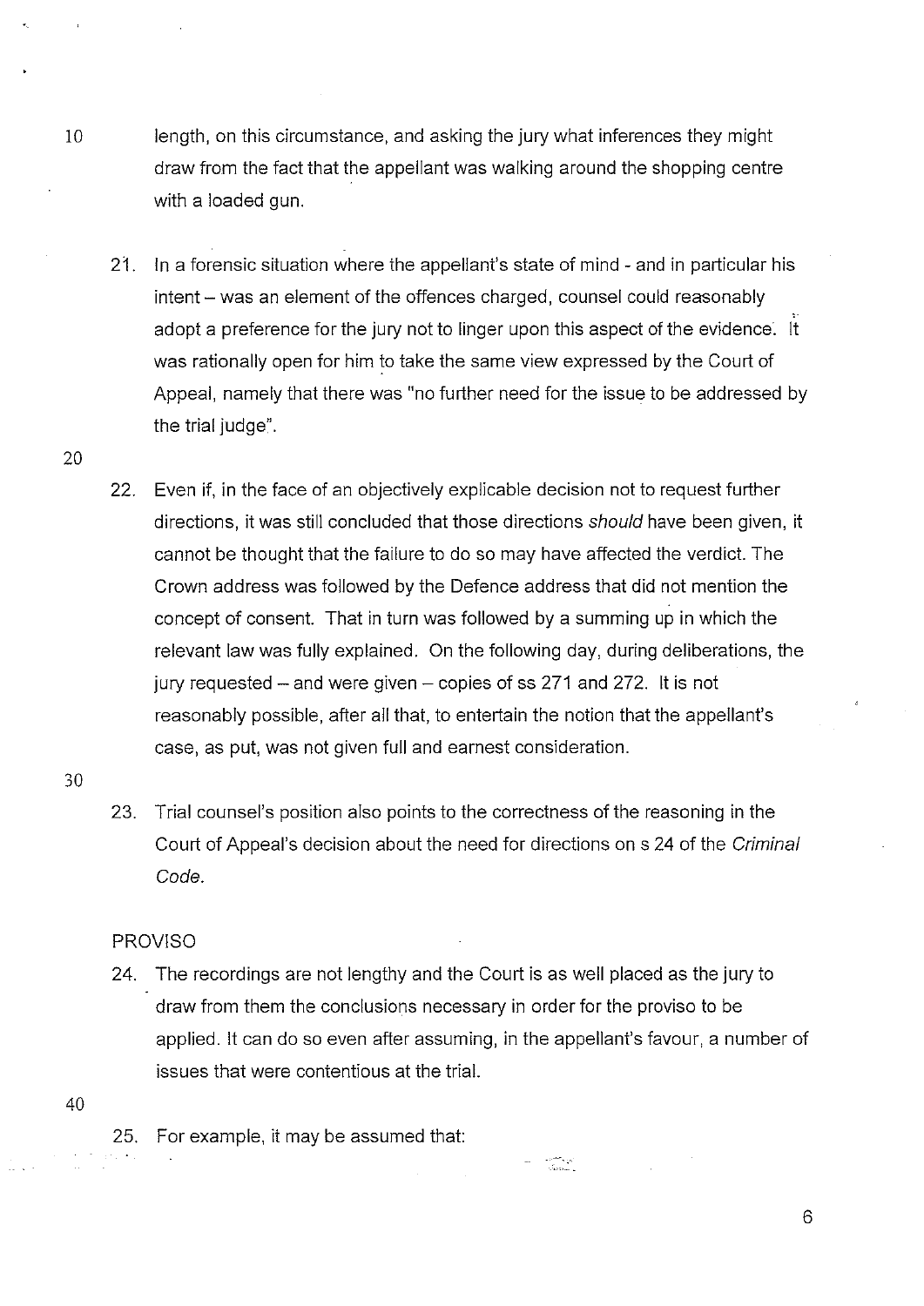length, on this circumstance, and asking the jury what inferences they might draw from the fact that the appellant was walking around the shopping centre with a loaded gun.

21. In a forensic situation where the appellant's state of mind - and in particular his intent – was an element of the offences charged, counsel could reasonably adopt a preference for the jury not to linger upon this aspect of the evidence. It was rationally open for him to take the same view expressed by the Court of Appeal, namely that there was "no further need for the issue to be addressed by the trial judge".

22. Even if, in the face of an objectively explicable decision not to request further directions, it was still concluded that those directions *should* have been given, it cannot be thought that the failure to do so may have affected the verdict. The Crown address was followed by the Defence address that did not mention the concept of consent. That in turn was followed by a summing up in which the relevant law was fully explained. On the following day, during deliberations, the jury requested – and were given – copies of ss 271 and 272. It is not reasonably possible, after all that, to entertain the notion that the appellant's case, as put, was not given full and earnest consideration.

23. Trial counsel's position also points to the correctness of the reasoning in the Court of Appeal's decision about the need for directions on s 24 of the *Criminal Code*.

PROVISO

24. The recordings are not lengthy and the Court is as well placed as the jury to draw from them the conclusions necessary in order for the proviso to be applied. It can do so even after assuming, in the appellant's favour, a number of issues that were contentious at the trial.

25. For example, it may be assumed that: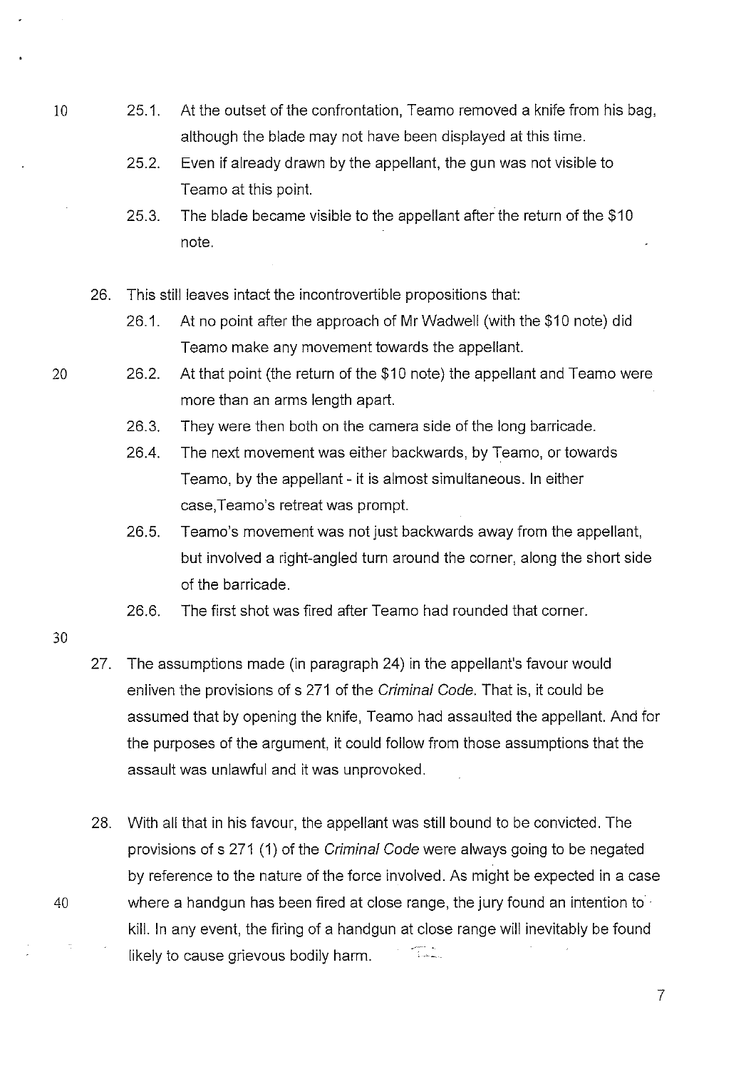25.1. At the outset of the confrontation, Teamo removed a knife from his bag, although the blade may not have been displayed at this time.

25.2. Even if already drawn by the appellant, the gun was not visible to Teamo at this point.

25.3. The blade became visible to the appellant after the return of the $10 note.

26. This still leaves intact the incontrovertible propositions that:

26.1. At no point after the approach of Mr Wadwell (with the $10 note) did Teamo make any movement towards the appellant.

26.2. At that point (the return of the $10 note) the appellant and Teamo were more than an arms length apart.

26.3. They were then both on the camera side of the long barricade.

26.4. The next movement was either backwards, by Teamo, or towards Teamo, by the appellant - it is almost simultaneous. In either case,Teamo's retreat was prompt.

26.5. Teamo's movement was not just backwards away from the appellant, but involved a right-angled turn around the corner, along the short side of the barricade.

26.6. The first shot was fired after Teamo had rounded that corner.

27. The assumptions made (in paragraph 24) in the appellant's favour would enliven the provisions of s 271 of the *Criminal Code*. That is, it could be assumed that by opening the knife, Teamo had assaulted the appellant. And for the purposes of the argument, it could follow from those assumptions that the assault was unlawful and it was unprovoked.

28. With all that in his favour, the appellant was still bound to be convicted. The provisions of s 271 (1) of the *Criminal Code* were always going to be negated by reference to the nature of the force involved. As might be expected in a case where a handgun has been fired at close range, the jury found an intention to kill. In any event, the firing of a handgun at close range will inevitably be found likely to cause grievous bodily harm.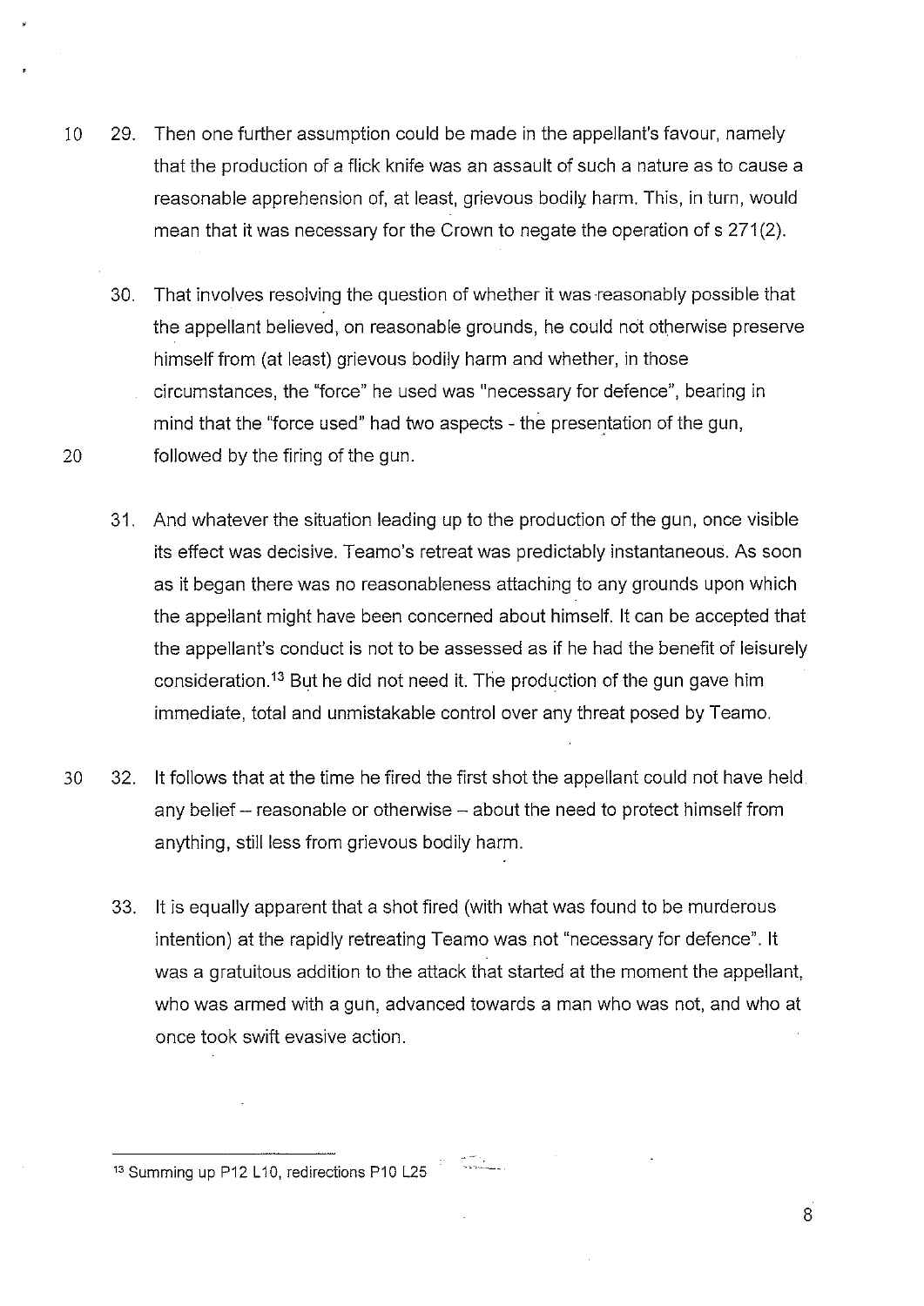29. Then one further assumption could be made in the appellant's favour, namely that the production of a flick knife was an assault of such a nature as to cause a reasonable apprehension of, at least, grievous bodily harm. This, in turn, would mean that it was necessary for the Crown to negate the operation of s 271(2).

30. That involves resolving the question of whether it was reasonably possible that the appellant believed, on reasonable grounds, he could not otherwise preserve himself from (at least) grievous bodily harm and whether, in those circumstances, the "force" he used was "necessary for defence", bearing in mind that the "force used" had two aspects - the presentation of the gun, followed by the firing of the gun.

31. And whatever the situation leading up to the production of the gun, once visible its effect was decisive. Teamo's retreat was predictably instantaneous. As soon as it began there was no reasonableness attaching to any grounds upon which the appellant might have been concerned about himself. It can be accepted that the appellant's conduct is not to be assessed as if he had the benefit of leisurely consideration.[13] But he did not need it. The production of the gun gave him immediate, total and unmistakable control over any threat posed by Teamo.

32. It follows that at the time he fired the first shot the appellant could not have held any belief – reasonable or otherwise – about the need to protect himself from anything, still less from grievous bodily harm.

33. It is equally apparent that a shot fired (with what was found to be murderous intention) at the rapidly retreating Teamo was not "necessary for defence". It was a gratuitous addition to the attack that started at the moment the appellant, who was armed with a gun, advanced towards a man who was not, and who at once took swift evasive action.

---

[13] Summing up P12 L10, redirections P10 L25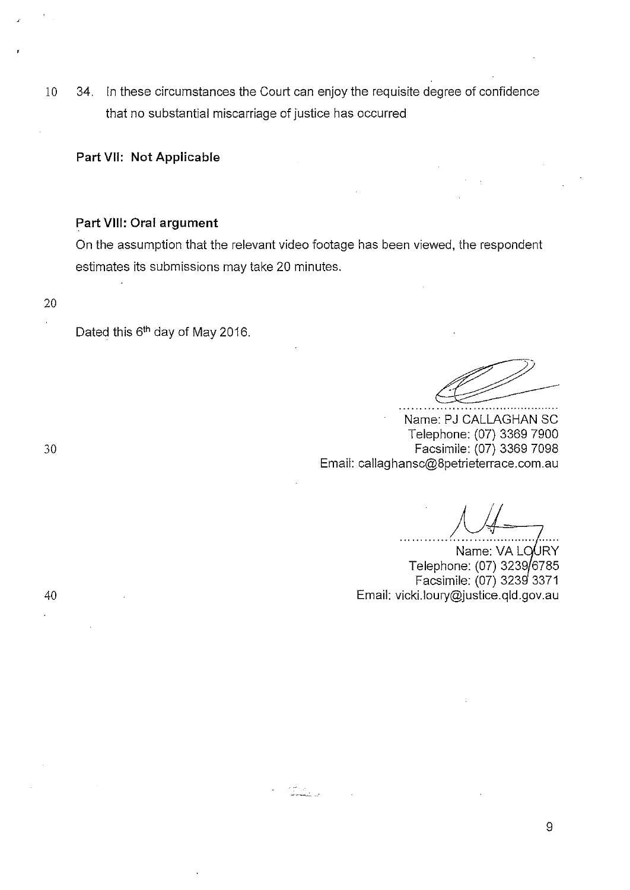34. In these circumstances the Court can enjoy the requisite degree of confidence that no substantial miscarriage of justice has occurred

**Part VII: Not Applicable**

**Part VIII: Oral argument**

On the assumption that the relevant video footage has been viewed, the respondent estimates its submissions may take 20 minutes.

Dated this 6th day of May 2016.

...........................................
Name: PJ CALLAGHAN SC
Telephone: (07) 3369 7900
Facsimile: (07) 3369 7098
Email: callaghansc@8petrieterrace.com.au

...........................................
Name: VA LOURY
Telephone: (07) 3239 6785
Facsimile: (07) 3239 3371
Email: vicki.loury@justice.qld.gov.au